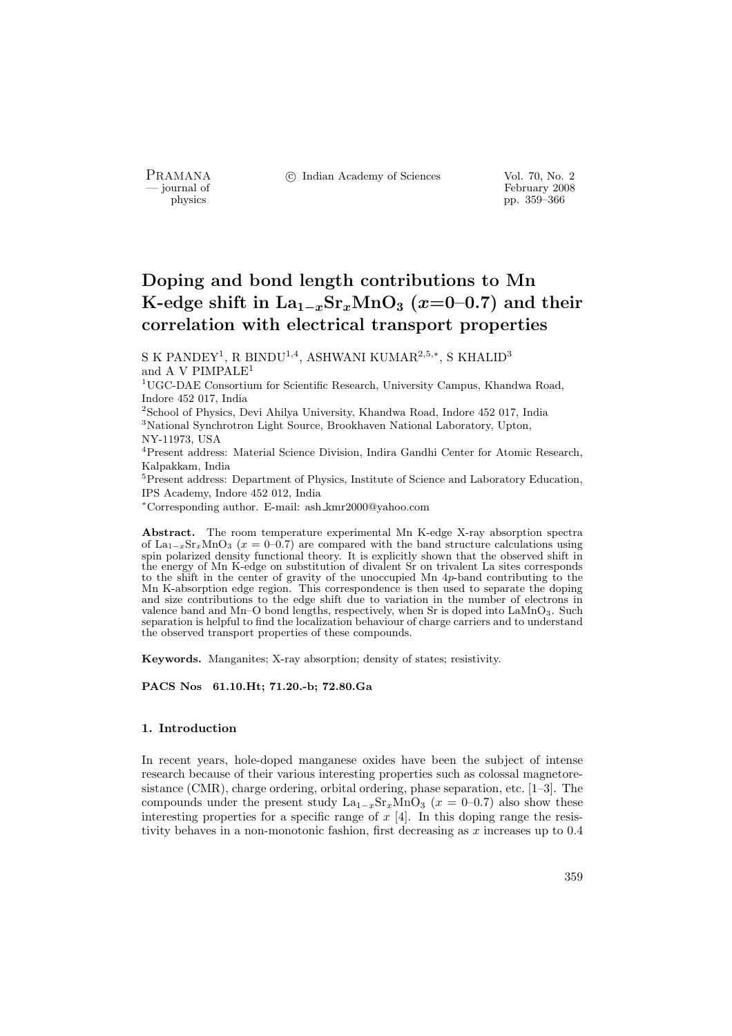# Doping and bond length contributions to Mn K-edge shift in $La_{1-x}Sr_xMnO_3$ ($x$=0–0.7) and their correlation with electrical transport properties

S K PANDEY[1], R BINDU[1,4], ASHWANI KUMAR[2,5,*], S KHALID[3] and A V PIMPALE[1]

[1]UGC-DAE Consortium for Scientific Research, University Campus, Khandwa Road, Indore 452 017, India

[2]School of Physics, Devi Ahilya University, Khandwa Road, Indore 452 017, India

[3]National Synchrotron Light Source, Brookhaven National Laboratory, Upton, NY-11973, USA

[4]Present address: Material Science Division, Indira Gandhi Center for Atomic Research, Kalpakkam, India

[5]Present address: Department of Physics, Institute of Science and Laboratory Education, IPS Academy, Indore 452 012, India

[*]Corresponding author. E-mail: ash_kmr2000@yahoo.com

**Abstract.** The room temperature experimental Mn K-edge X-ray absorption spectra of $La_{1-x}Sr_xMnO_3$ ($x$ = 0–0.7) are compared with the band structure calculations using spin polarized density functional theory. It is explicitly shown that the observed shift in the energy of Mn K-edge on substitution of divalent Sr on trivalent La sites corresponds to the shift in the center of gravity of the unoccupied Mn 4$p$-band contributing to the Mn K-absorption edge region. This correspondence is then used to separate the doping and size contributions to the edge shift due to variation in the number of electrons in valence band and Mn–O bond lengths, respectively, when Sr is doped into $LaMnO_3$. Such separation is helpful to find the localization behaviour of charge carriers and to understand the observed transport properties of these compounds.

**Keywords.** Manganites; X-ray absorption; density of states; resistivity.

**PACS Nos 61.10.Ht; 71.20.-b; 72.80.Ga**

## 1. Introduction

In recent years, hole-doped manganese oxides have been the subject of intense research because of their various interesting properties such as colossal magnetoresistance (CMR), charge ordering, orbital ordering, phase separation, etc. [1–3]. The compounds under the present study $La_{1-x}Sr_xMnO_3$ ($x$ = 0–0.7) also show these interesting properties for a specific range of $x$ [4]. In this doping range the resistivity behaves in a non-monotonic fashion, first decreasing as $x$ increases up to 0.4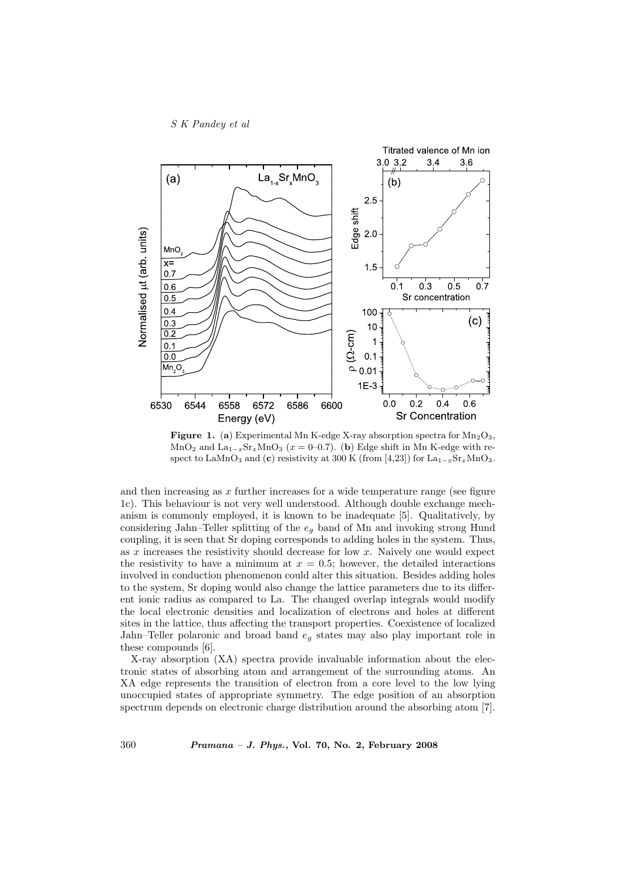**Figure 1.** (**a**) Experimental Mn K-edge X-ray absorption spectra for $Mn_2O_3$, $MnO_2$ and $La_{1-x}Sr_xMnO_3$ ($x = 0$–$0.7$). (**b**) Edge shift in Mn K-edge with respect to $LaMnO_3$ and (**c**) resistivity at 300 K (from [4,23]) for $La_{1-x}Sr_xMnO_3$.

and then increasing as $x$ further increases for a wide temperature range (see figure 1c). This behaviour is not very well understood. Although double exchange mechanism is commonly employed, it is known to be inadequate [5]. Qualitatively, by considering Jahn–Teller splitting of the $e_g$ band of Mn and invoking strong Hund coupling, it is seen that Sr doping corresponds to adding holes in the system. Thus, as $x$ increases the resistivity should decrease for low $x$. Naively one would expect the resistivity to have a minimum at $x = 0.5$; however, the detailed interactions involved in conduction phenomenon could alter this situation. Besides adding holes to the system, Sr doping would also change the lattice parameters due to its different ionic radius as compared to La. The changed overlap integrals would modify the local electronic densities and localization of electrons and holes at different sites in the lattice, thus affecting the transport properties. Coexistence of localized Jahn–Teller polaronic and broad band $e_g$ states may also play important role in these compounds [6].

X-ray absorption (XA) spectra provide invaluable information about the electronic states of absorbing atom and arrangement of the surrounding atoms. An XA edge represents the transition of electron from a core level to the low lying unoccupied states of appropriate symmetry. The edge position of an absorption spectrum depends on electronic charge distribution around the absorbing atom [7].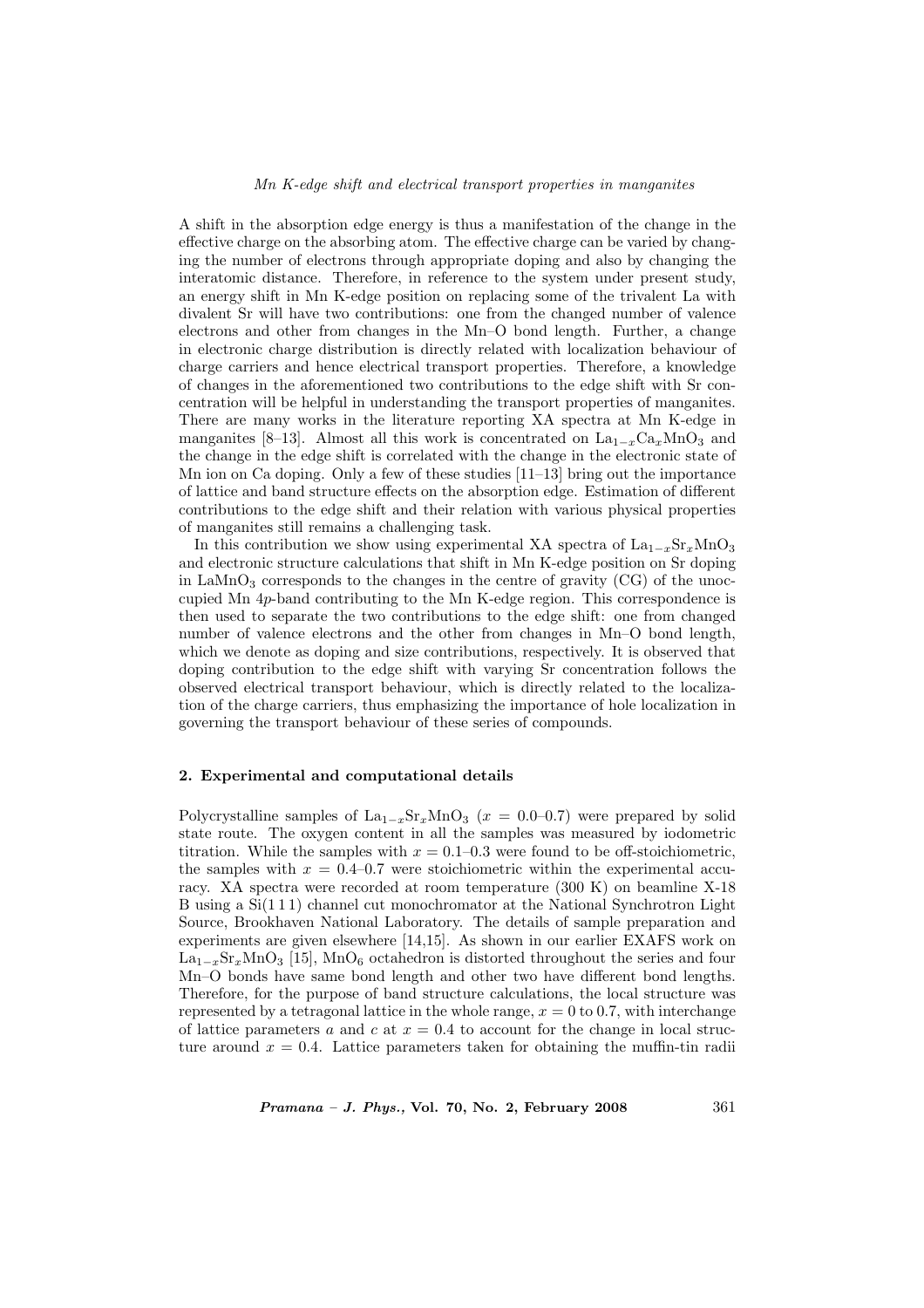A shift in the absorption edge energy is thus a manifestation of the change in the effective charge on the absorbing atom. The effective charge can be varied by changing the number of electrons through appropriate doping and also by changing the interatomic distance. Therefore, in reference to the system under present study, an energy shift in Mn K-edge position on replacing some of the trivalent La with divalent Sr will have two contributions: one from the changed number of valence electrons and other from changes in the Mn–O bond length. Further, a change in electronic charge distribution is directly related with localization behaviour of charge carriers and hence electrical transport properties. Therefore, a knowledge of changes in the aforementioned two contributions to the edge shift with Sr concentration will be helpful in understanding the transport properties of manganites. There are many works in the literature reporting XA spectra at Mn K-edge in manganites [8–13]. Almost all this work is concentrated on $La_{1-x}Ca_xMnO_3$ and the change in the edge shift is correlated with the change in the electronic state of Mn ion on Ca doping. Only a few of these studies [11–13] bring out the importance of lattice and band structure effects on the absorption edge. Estimation of different contributions to the edge shift and their relation with various physical properties of manganites still remains a challenging task.

In this contribution we show using experimental XA spectra of $La_{1-x}Sr_xMnO_3$ and electronic structure calculations that shift in Mn K-edge position on Sr doping in $LaMnO_3$ corresponds to the changes in the centre of gravity (CG) of the unoccupied Mn $4p$-band contributing to the Mn K-edge region. This correspondence is then used to separate the two contributions to the edge shift: one from changed number of valence electrons and the other from changes in Mn–O bond length, which we denote as doping and size contributions, respectively. It is observed that doping contribution to the edge shift with varying Sr concentration follows the observed electrical transport behaviour, which is directly related to the localization of the charge carriers, thus emphasizing the importance of hole localization in governing the transport behaviour of these series of compounds.

## 2. Experimental and computational details

Polycrystalline samples of $La_{1-x}Sr_xMnO_3$ ($x$ = 0.0–0.7) were prepared by solid state route. The oxygen content in all the samples was measured by iodometric titration. While the samples with $x$ = 0.1–0.3 were found to be off-stoichiometric, the samples with $x$ = 0.4–0.7 were stoichiometric within the experimental accuracy. XA spectra were recorded at room temperature (300 K) on beamline X-18 B using a Si(1 1 1) channel cut monochromator at the National Synchrotron Light Source, Brookhaven National Laboratory. The details of sample preparation and experiments are given elsewhere [14,15]. As shown in our earlier EXAFS work on $La_{1-x}Sr_xMnO_3$ [15], $MnO_6$ octahedron is distorted throughout the series and four Mn–O bonds have same bond length and other two have different bond lengths. Therefore, for the purpose of band structure calculations, the local structure was represented by a tetragonal lattice in the whole range, $x = 0$ to 0.7, with interchange of lattice parameters $a$ and $c$ at $x = 0.4$ to account for the change in local structure around $x = 0.4$. Lattice parameters taken for obtaining the muffin-tin radii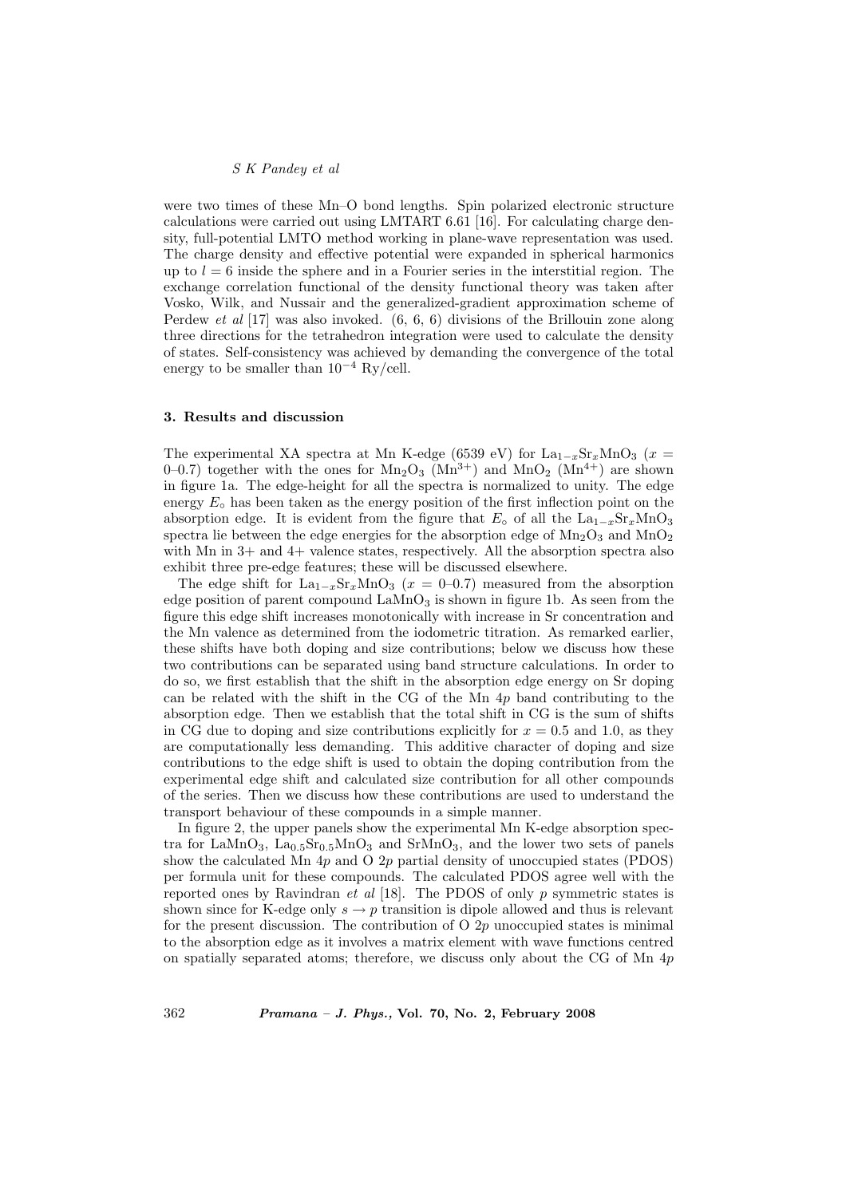were two times of these Mn–O bond lengths. Spin polarized electronic structure calculations were carried out using LMTART 6.61 [16]. For calculating charge density, full-potential LMTO method working in plane-wave representation was used. The charge density and effective potential were expanded in spherical harmonics up to $l = 6$ inside the sphere and in a Fourier series in the interstitial region. The exchange correlation functional of the density functional theory was taken after Vosko, Wilk, and Nussair and the generalized-gradient approximation scheme of Perdew *et al* [17] was also invoked. (6, 6, 6) divisions of the Brillouin zone along three directions for the tetrahedron integration were used to calculate the density of states. Self-consistency was achieved by demanding the convergence of the total energy to be smaller than $10^{-4}$ Ry/cell.

### 3. Results and discussion

The experimental XA spectra at Mn K-edge (6539 eV) for $La_{1-x}Sr_xMnO_3$ ($x =$ 0–0.7) together with the ones for $Mn_2O_3$ ($Mn^{3+}$) and $MnO_2$ ($Mn^{4+}$) are shown in figure 1a. The edge-height for all the spectra is normalized to unity. The edge energy $E_\circ$ has been taken as the energy position of the first inflection point on the absorption edge. It is evident from the figure that $E_\circ$ of all the $La_{1-x}Sr_xMnO_3$ spectra lie between the edge energies for the absorption edge of $Mn_2O_3$ and $MnO_2$ with Mn in 3+ and 4+ valence states, respectively. All the absorption spectra also exhibit three pre-edge features; these will be discussed elsewhere.

The edge shift for $La_{1-x}Sr_xMnO_3$ ($x = 0$–$0.7$) measured from the absorption edge position of parent compound $LaMnO_3$ is shown in figure 1b. As seen from the figure this edge shift increases monotonically with increase in Sr concentration and the Mn valence as determined from the iodometric titration. As remarked earlier, these shifts have both doping and size contributions; below we discuss how these two contributions can be separated using band structure calculations. In order to do so, we first establish that the shift in the absorption edge energy on Sr doping can be related with the shift in the CG of the Mn 4$p$ band contributing to the absorption edge. Then we establish that the total shift in CG is the sum of shifts in CG due to doping and size contributions explicitly for $x = 0.5$ and 1.0, as they are computationally less demanding. This additive character of doping and size contributions to the edge shift is used to obtain the doping contribution from the experimental edge shift and calculated size contribution for all other compounds of the series. Then we discuss how these contributions are used to understand the transport behaviour of these compounds in a simple manner.

In figure 2, the upper panels show the experimental Mn K-edge absorption spectra for $LaMnO_3$, $La_{0.5}Sr_{0.5}MnO_3$ and $SrMnO_3$, and the lower two sets of panels show the calculated Mn 4$p$ and O 2$p$ partial density of unoccupied states (PDOS) per formula unit for these compounds. The calculated PDOS agree well with the reported ones by Ravindran *et al* [18]. The PDOS of only $p$ symmetric states is shown since for K-edge only $s \rightarrow p$ transition is dipole allowed and thus is relevant for the present discussion. The contribution of O 2$p$ unoccupied states is minimal to the absorption edge as it involves a matrix element with wave functions centred on spatially separated atoms; therefore, we discuss only about the CG of Mn 4$p$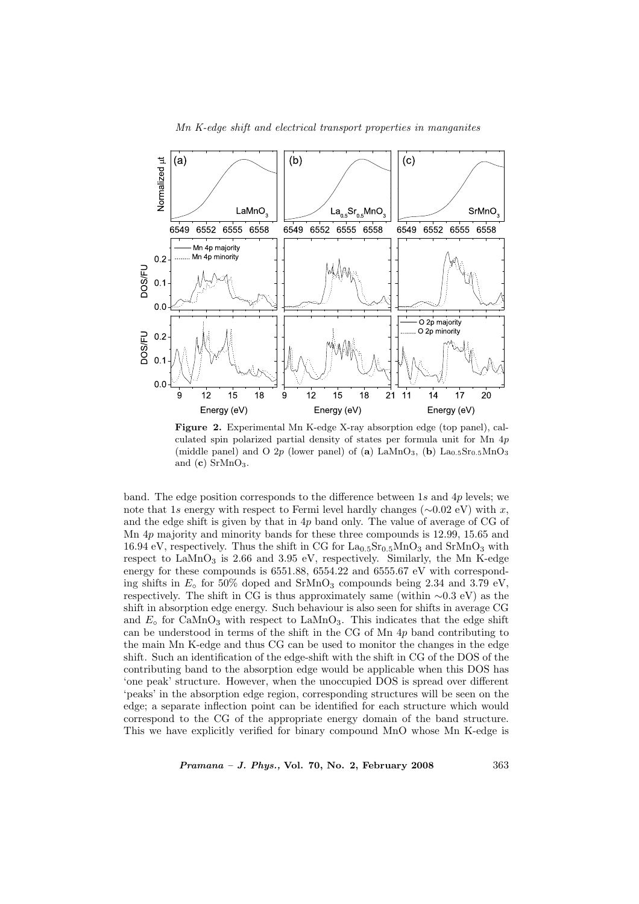**Figure 2.** Experimental Mn K-edge X-ray absorption edge (top panel), calculated spin polarized partial density of states per formula unit for Mn $4p$ (middle panel) and O $2p$ (lower panel) of (**a**) $LaMnO_3$, (**b**) $La_{0.5}Sr_{0.5}MnO_3$ and (**c**) $SrMnO_3$.

band. The edge position corresponds to the difference between $1s$ and $4p$ levels; we note that $1s$ energy with respect to Fermi level hardly changes (∼0.02 eV) with $x$, and the edge shift is given by that in $4p$ band only. The value of average of CG of Mn $4p$ majority and minority bands for these three compounds is 12.99, 15.65 and 16.94 eV, respectively. Thus the shift in CG for $La_{0.5}Sr_{0.5}MnO_3$ and $SrMnO_3$ with respect to $LaMnO_3$ is 2.66 and 3.95 eV, respectively. Similarly, the Mn K-edge energy for these compounds is 6551.88, 6554.22 and 6555.67 eV with corresponding shifts in $E_{\circ}$ for 50% doped and $SrMnO_3$ compounds being 2.34 and 3.79 eV, respectively. The shift in CG is thus approximately same (within ∼0.3 eV) as the shift in absorption edge energy. Such behaviour is also seen for shifts in average CG and $E_{\circ}$ for $CaMnO_3$ with respect to $LaMnO_3$. This indicates that the edge shift can be understood in terms of the shift in the CG of Mn $4p$ band contributing to the main Mn K-edge and thus CG can be used to monitor the changes in the edge shift. Such an identification of the edge-shift with the shift in CG of the DOS of the contributing band to the absorption edge would be applicable when this DOS has 'one peak' structure. However, when the unoccupied DOS is spread over different 'peaks' in the absorption edge region, corresponding structures will be seen on the edge; a separate inflection point can be identified for each structure which would correspond to the CG of the appropriate energy domain of the band structure. This we have explicitly verified for binary compound MnO whose Mn K-edge is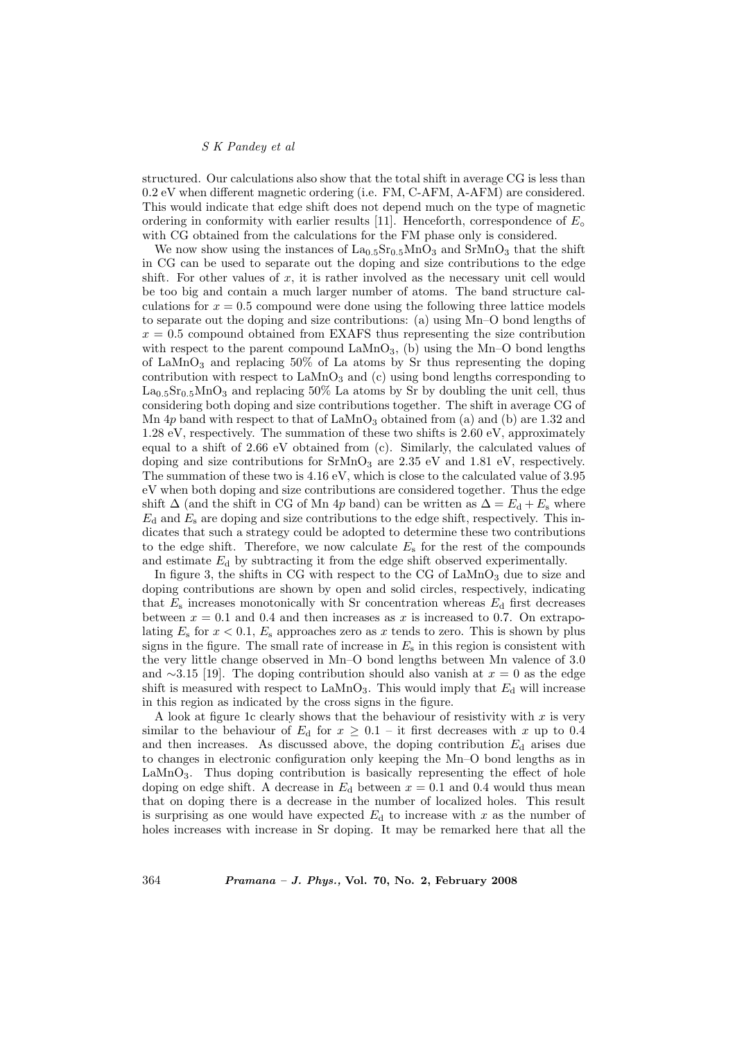structured. Our calculations also show that the total shift in average CG is less than 0.2 eV when different magnetic ordering (i.e. FM, C-AFM, A-AFM) are considered. This would indicate that edge shift does not depend much on the type of magnetic ordering in conformity with earlier results [11]. Henceforth, correspondence of $E_\circ$ with CG obtained from the calculations for the FM phase only is considered.

We now show using the instances of $La_{0.5}Sr_{0.5}MnO_3$ and $SrMnO_3$ that the shift in CG can be used to separate out the doping and size contributions to the edge shift. For other values of $x$, it is rather involved as the necessary unit cell would be too big and contain a much larger number of atoms. The band structure calculations for $x = 0.5$ compound were done using the following three lattice models to separate out the doping and size contributions: (a) using Mn–O bond lengths of $x = 0.5$ compound obtained from EXAFS thus representing the size contribution with respect to the parent compound $LaMnO_3$, (b) using the Mn–O bond lengths of $LaMnO_3$ and replacing 50% of La atoms by Sr thus representing the doping contribution with respect to $LaMnO_3$ and (c) using bond lengths corresponding to $La_{0.5}Sr_{0.5}MnO_3$ and replacing 50% La atoms by Sr by doubling the unit cell, thus considering both doping and size contributions together. The shift in average CG of Mn $4p$ band with respect to that of $LaMnO_3$ obtained from (a) and (b) are 1.32 and 1.28 eV, respectively. The summation of these two shifts is 2.60 eV, approximately equal to a shift of 2.66 eV obtained from (c). Similarly, the calculated values of doping and size contributions for $SrMnO_3$ are 2.35 eV and 1.81 eV, respectively. The summation of these two is 4.16 eV, which is close to the calculated value of 3.95 eV when both doping and size contributions are considered together. Thus the edge shift $\Delta$ (and the shift in CG of Mn $4p$ band) can be written as $\Delta = E_d + E_s$ where $E_d$ and $E_s$ are doping and size contributions to the edge shift, respectively. This indicates that such a strategy could be adopted to determine these two contributions to the edge shift. Therefore, we now calculate $E_s$ for the rest of the compounds and estimate $E_d$ by subtracting it from the edge shift observed experimentally.

In figure 3, the shifts in CG with respect to the CG of $LaMnO_3$ due to size and doping contributions are shown by open and solid circles, respectively, indicating that $E_s$ increases monotonically with Sr concentration whereas $E_d$ first decreases between $x = 0.1$ and 0.4 and then increases as $x$ is increased to 0.7. On extrapolating $E_s$ for $x < 0.1$, $E_s$ approaches zero as $x$ tends to zero. This is shown by plus signs in the figure. The small rate of increase in $E_s$ in this region is consistent with the very little change observed in Mn–O bond lengths between Mn valence of 3.0 and ∼3.15 [19]. The doping contribution should also vanish at $x = 0$ as the edge shift is measured with respect to $LaMnO_3$. This would imply that $E_d$ will increase in this region as indicated by the cross signs in the figure.

A look at figure 1c clearly shows that the behaviour of resistivity with $x$ is very similar to the behaviour of $E_d$ for $x \geq 0.1$ – it first decreases with $x$ up to 0.4 and then increases. As discussed above, the doping contribution $E_d$ arises due to changes in electronic configuration only keeping the Mn–O bond lengths as in $LaMnO_3$. Thus doping contribution is basically representing the effect of hole doping on edge shift. A decrease in $E_d$ between $x = 0.1$ and 0.4 would thus mean that on doping there is a decrease in the number of localized holes. This result is surprising as one would have expected $E_d$ to increase with $x$ as the number of holes increases with increase in Sr doping. It may be remarked here that all the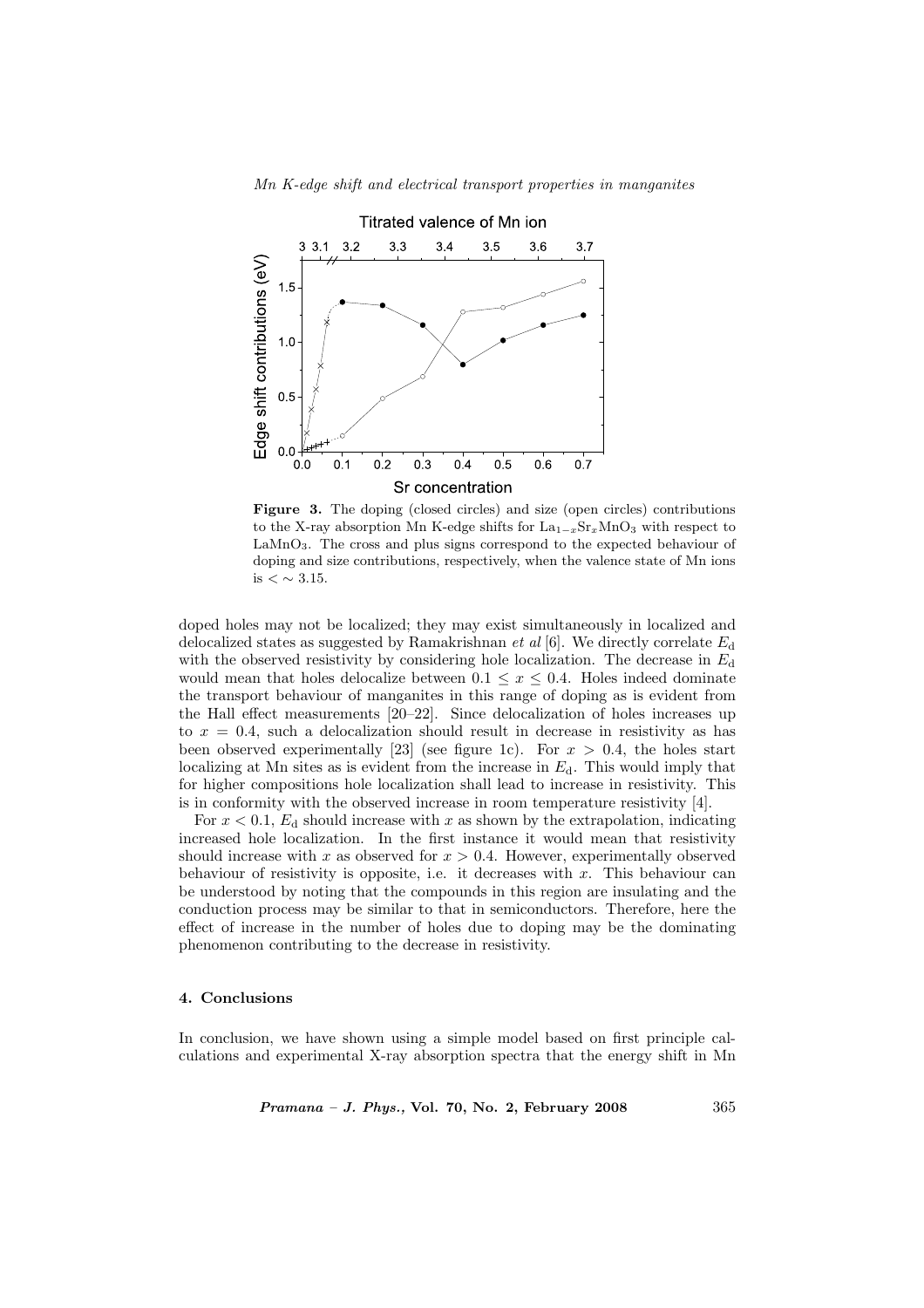**Figure 3.** The doping (closed circles) and size (open circles) contributions to the X-ray absorption Mn K-edge shifts for $La_{1-x}Sr_xMnO_3$ with respect to $LaMnO_3$. The cross and plus signs correspond to the expected behaviour of doping and size contributions, respectively, when the valence state of Mn ions is $< \sim 3.15$.

doped holes may not be localized; they may exist simultaneously in localized and delocalized states as suggested by Ramakrishnan *et al* [6]. We directly correlate $E_d$ with the observed resistivity by considering hole localization. The decrease in $E_d$ would mean that holes delocalize between $0.1 \leq x \leq 0.4$. Holes indeed dominate the transport behaviour of manganites in this range of doping as is evident from the Hall effect measurements [20–22]. Since delocalization of holes increases up to $x = 0.4$, such a delocalization should result in decrease in resistivity as has been observed experimentally [23] (see figure 1c). For $x > 0.4$, the holes start localizing at Mn sites as is evident from the increase in $E_d$. This would imply that for higher compositions hole localization shall lead to increase in resistivity. This is in conformity with the observed increase in room temperature resistivity [4].

For $x < 0.1$, $E_d$ should increase with $x$ as shown by the extrapolation, indicating increased hole localization. In the first instance it would mean that resistivity should increase with $x$ as observed for $x > 0.4$. However, experimentally observed behaviour of resistivity is opposite, i.e. it decreases with $x$. This behaviour can be understood by noting that the compounds in this region are insulating and the conduction process may be similar to that in semiconductors. Therefore, here the effect of increase in the number of holes due to doping may be the dominating phenomenon contributing to the decrease in resistivity.

### 4. Conclusions

In conclusion, we have shown using a simple model based on first principle calculations and experimental X-ray absorption spectra that the energy shift in Mn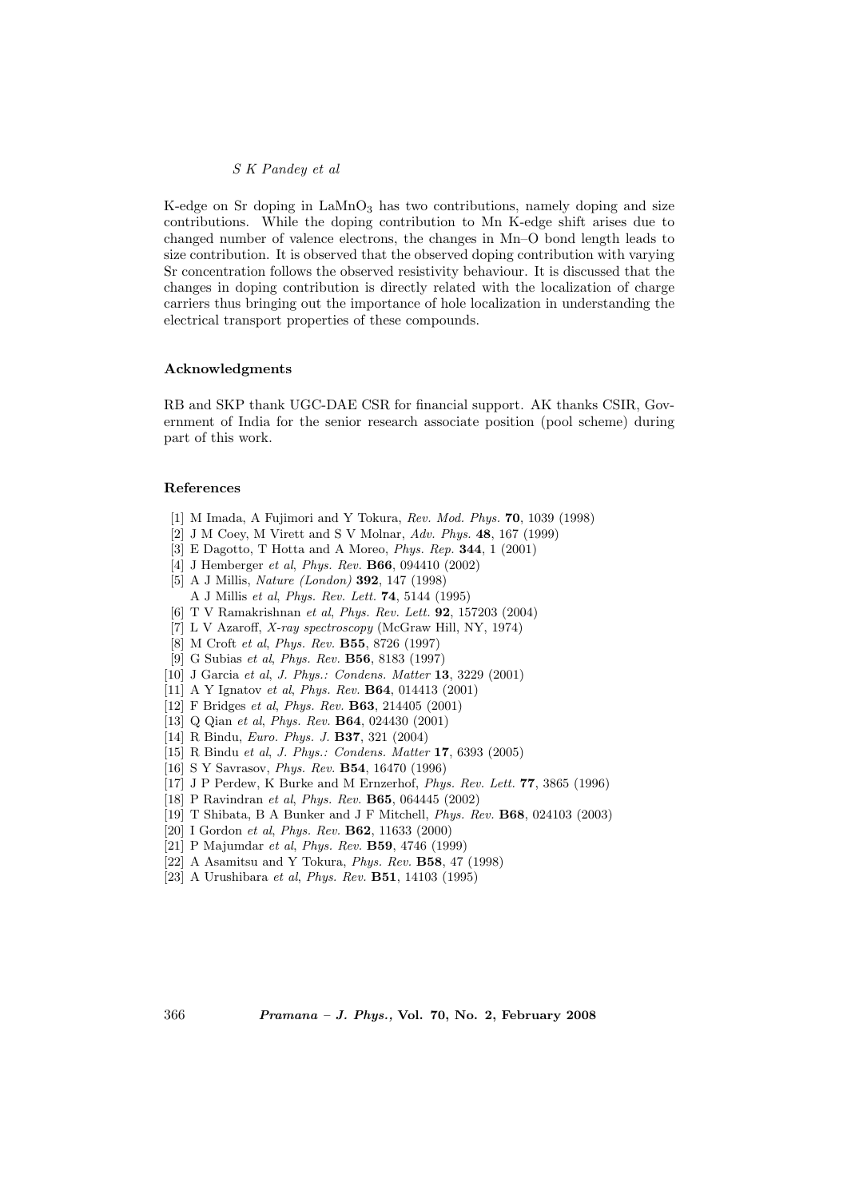K-edge on Sr doping in $LaMnO_3$ has two contributions, namely doping and size contributions. While the doping contribution to Mn K-edge shift arises due to changed number of valence electrons, the changes in Mn–O bond length leads to size contribution. It is observed that the observed doping contribution with varying Sr concentration follows the observed resistivity behaviour. It is discussed that the changes in doping contribution is directly related with the localization of charge carriers thus bringing out the importance of hole localization in understanding the electrical transport properties of these compounds.

### Acknowledgments

RB and SKP thank UGC-DAE CSR for financial support. AK thanks CSIR, Government of India for the senior research associate position (pool scheme) during part of this work.

### References

[1] M Imada, A Fujimori and Y Tokura, *Rev. Mod. Phys.* **70**, 1039 (1998)
[2] J M Coey, M Virett and S V Molnar, *Adv. Phys.* **48**, 167 (1999)
[3] E Dagotto, T Hotta and A Moreo, *Phys. Rep.* **344**, 1 (2001)
[4] J Hemberger *et al*, *Phys. Rev.* **B66**, 094410 (2002)
[5] A J Millis, *Nature (London)* **392**, 147 (1998)
A J Millis *et al*, *Phys. Rev. Lett.* **74**, 5144 (1995)
[6] T V Ramakrishnan *et al*, *Phys. Rev. Lett.* **92**, 157203 (2004)
[7] L V Azaroff, *X-ray spectroscopy* (McGraw Hill, NY, 1974)
[8] M Croft *et al*, *Phys. Rev.* **B55**, 8726 (1997)
[9] G Subias *et al*, *Phys. Rev.* **B56**, 8183 (1997)
[10] J Garcia *et al*, *J. Phys.: Condens. Matter* **13**, 3229 (2001)
[11] A Y Ignatov *et al*, *Phys. Rev.* **B64**, 014413 (2001)
[12] F Bridges *et al*, *Phys. Rev.* **B63**, 214405 (2001)
[13] Q Qian *et al*, *Phys. Rev.* **B64**, 024430 (2001)
[14] R Bindu, *Euro. Phys. J.* **B37**, 321 (2004)
[15] R Bindu *et al*, *J. Phys.: Condens. Matter* **17**, 6393 (2005)
[16] S Y Savrasov, *Phys. Rev.* **B54**, 16470 (1996)
[17] J P Perdew, K Burke and M Ernzerhof, *Phys. Rev. Lett.* **77**, 3865 (1996)
[18] P Ravindran *et al*, *Phys. Rev.* **B65**, 064445 (2002)
[19] T Shibata, B A Bunker and J F Mitchell, *Phys. Rev.* **B68**, 024103 (2003)
[20] I Gordon *et al*, *Phys. Rev.* **B62**, 11633 (2000)
[21] P Majumdar *et al*, *Phys. Rev.* **B59**, 4746 (1999)
[22] A Asamitsu and Y Tokura, *Phys. Rev.* **B58**, 47 (1998)
[23] A Urushibara *et al*, *Phys. Rev.* **B51**, 14103 (1995)